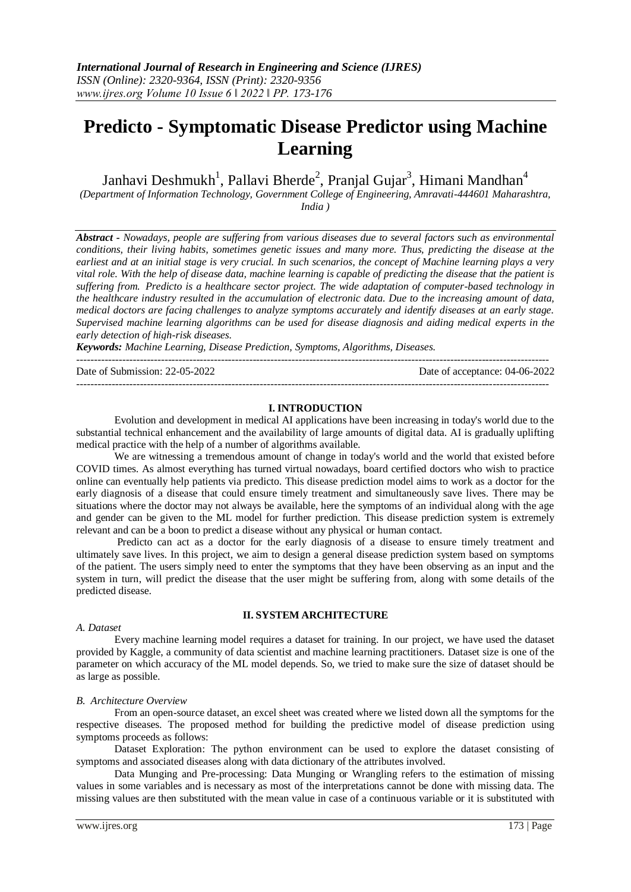# Predicto - Symptomatic Disease Predictor using Machine Learning

Janhavi Deshmukh[1], Pallavi Bherde[2], Pranjal Gujar[3], Himani Mandhan[4]

*(Department of Information Technology, Government College of Engineering, Amravati-444601 Maharashtra, India )*

***Abstract -*** *Nowadays, people are suffering from various diseases due to several factors such as environmental conditions, their living habits, sometimes genetic issues and many more. Thus, predicting the disease at the earliest and at an initial stage is very crucial. In such scenarios, the concept of Machine learning plays a very vital role. With the help of disease data, machine learning is capable of predicting the disease that the patient is suffering from. Predicto is a healthcare sector project. The wide adaptation of computer-based technology in the healthcare industry resulted in the accumulation of electronic data. Due to the increasing amount of data, medical doctors are facing challenges to analyze symptoms accurately and identify diseases at an early stage. Supervised machine learning algorithms can be used for disease diagnosis and aiding medical experts in the early detection of high-risk diseases.*

***Keywords:*** *Machine Learning, Disease Prediction, Symptoms, Algorithms, Diseases.*

---

Date of Submission: 22-05-2022 Date of acceptance: 04-06-2022

---

## I. INTRODUCTION

Evolution and development in medical AI applications have been increasing in today's world due to the substantial technical enhancement and the availability of large amounts of digital data. AI is gradually uplifting medical practice with the help of a number of algorithms available.

We are witnessing a tremendous amount of change in today's world and the world that existed before COVID times. As almost everything has turned virtual nowadays, board certified doctors who wish to practice online can eventually help patients via predicto. This disease prediction model aims to work as a doctor for the early diagnosis of a disease that could ensure timely treatment and simultaneously save lives. There may be situations where the doctor may not always be available, here the symptoms of an individual along with the age and gender can be given to the ML model for further prediction. This disease prediction system is extremely relevant and can be a boon to predict a disease without any physical or human contact.

Predicto can act as a doctor for the early diagnosis of a disease to ensure timely treatment and ultimately save lives. In this project, we aim to design a general disease prediction system based on symptoms of the patient. The users simply need to enter the symptoms that they have been observing as an input and the system in turn, will predict the disease that the user might be suffering from, along with some details of the predicted disease.

## II. SYSTEM ARCHITECTURE

### *A. Dataset*

Every machine learning model requires a dataset for training. In our project, we have used the dataset provided by Kaggle, a community of data scientist and machine learning practitioners. Dataset size is one of the parameter on which accuracy of the ML model depends. So, we tried to make sure the size of dataset should be as large as possible.

### *B. Architecture Overview*

From an open-source dataset, an excel sheet was created where we listed down all the symptoms for the respective diseases. The proposed method for building the predictive model of disease prediction using symptoms proceeds as follows:

Dataset Exploration: The python environment can be used to explore the dataset consisting of symptoms and associated diseases along with data dictionary of the attributes involved.

Data Munging and Pre-processing: Data Munging or Wrangling refers to the estimation of missing values in some variables and is necessary as most of the interpretations cannot be done with missing data. The missing values are then substituted with the mean value in case of a continuous variable or it is substituted with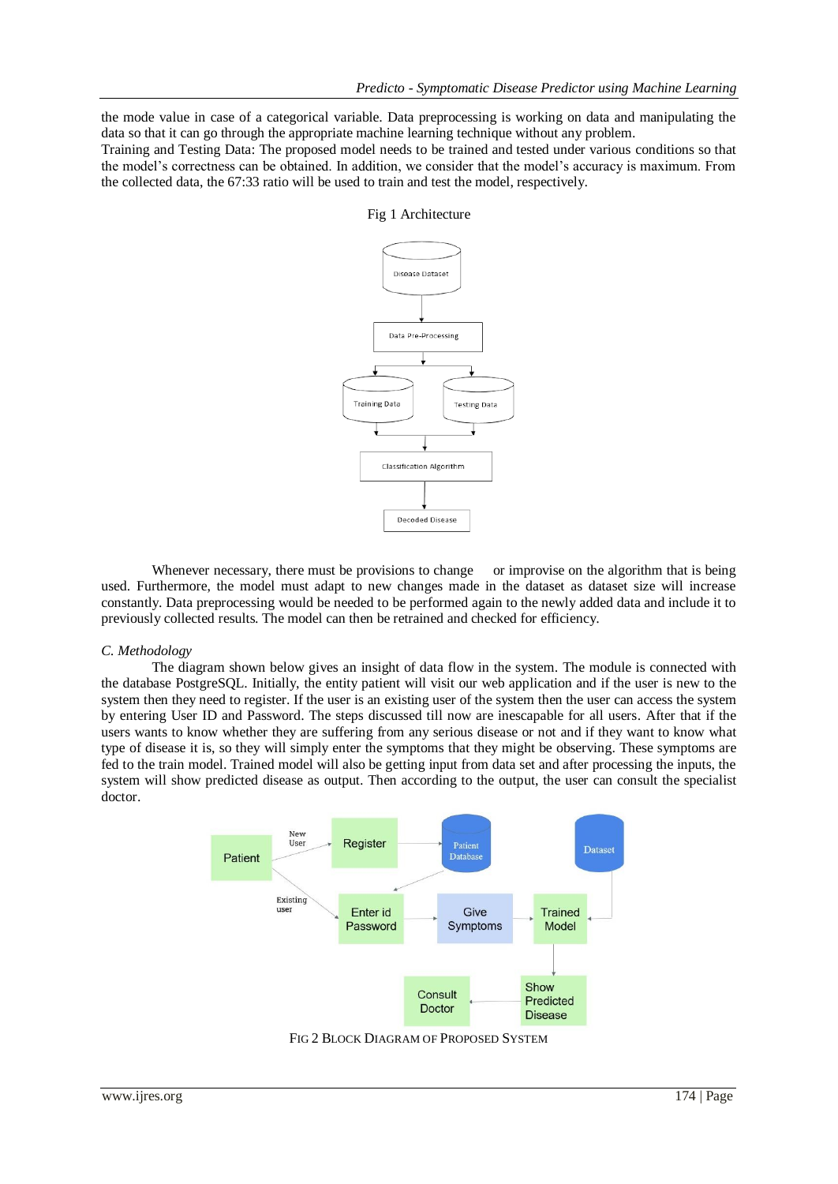the mode value in case of a categorical variable. Data preprocessing is working on data and manipulating the data so that it can go through the appropriate machine learning technique without any problem.

Training and Testing Data: The proposed model needs to be trained and tested under various conditions so that the model's correctness can be obtained. In addition, we consider that the model's accuracy is maximum. From the collected data, the 67:33 ratio will be used to train and test the model, respectively.

Fig 1 Architecture

Whenever necessary, there must be provisions to change or improvise on the algorithm that is being used. Furthermore, the model must adapt to new changes made in the dataset as dataset size will increase constantly. Data preprocessing would be needed to be performed again to the newly added data and include it to previously collected results. The model can then be retrained and checked for efficiency.

*C. Methodology*

The diagram shown below gives an insight of data flow in the system. The module is connected with the database PostgreSQL. Initially, the entity patient will visit our web application and if the user is new to the system then they need to register. If the user is an existing user of the system then the user can access the system by entering User ID and Password. The steps discussed till now are inescapable for all users. After that if the users wants to know whether they are suffering from any serious disease or not and if they want to know what type of disease it is, so they will simply enter the symptoms that they might be observing. These symptoms are fed to the train model. Trained model will also be getting input from data set and after processing the inputs, the system will show predicted disease as output. Then according to the output, the user can consult the specialist doctor.

FIG 2 BLOCK DIAGRAM OF PROPOSED SYSTEM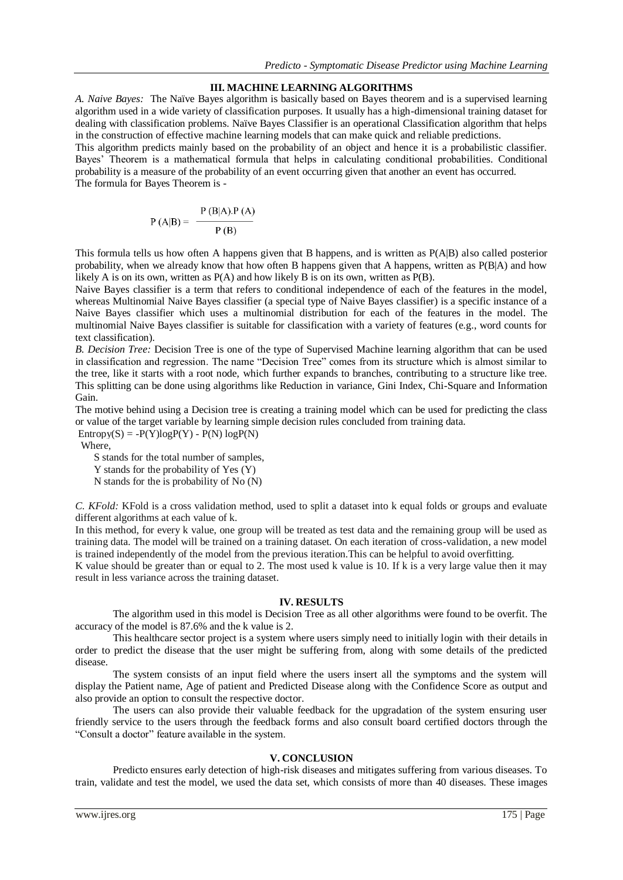## III. MACHINE LEARNING ALGORITHMS

*A. Naive Bayes:* The Naïve Bayes algorithm is basically based on Bayes theorem and is a supervised learning algorithm used in a wide variety of classification purposes. It usually has a high-dimensional training dataset for dealing with classification problems. Naïve Bayes Classifier is an operational Classification algorithm that helps in the construction of effective machine learning models that can make quick and reliable predictions.

This algorithm predicts mainly based on the probability of an object and hence it is a probabilistic classifier. Bayes' Theorem is a mathematical formula that helps in calculating conditional probabilities. Conditional probability is a measure of the probability of an event occurring given that another an event has occurred.

The formula for Bayes Theorem is -

$$P(A|B) = \frac{P(B|A).P(A)}{P(B)}$$

This formula tells us how often A happens given that B happens, and is written as $P(A|B)$ also called posterior probability, when we already know that how often B happens given that A happens, written as $P(B|A)$ and how likely A is on its own, written as $P(A)$ and how likely B is on its own, written as $P(B)$.

Naive Bayes classifier is a term that refers to conditional independence of each of the features in the model, whereas Multinomial Naive Bayes classifier (a special type of Naive Bayes classifier) is a specific instance of a Naive Bayes classifier which uses a multinomial distribution for each of the features in the model. The multinomial Naive Bayes classifier is suitable for classification with a variety of features (e.g., word counts for text classification).

*B. Decision Tree:* Decision Tree is one of the type of Supervised Machine learning algorithm that can be used in classification and regression. The name "Decision Tree" comes from its structure which is almost similar to the tree, like it starts with a root node, which further expands to branches, contributing to a structure like tree. This splitting can be done using algorithms like Reduction in variance, Gini Index, Chi-Square and Information Gain.

The motive behind using a Decision tree is creating a training model which can be used for predicting the class or value of the target variable by learning simple decision rules concluded from training data.

$$\text{Entropy}(S) = -P(Y)\log P(Y) - P(N)\log P(N)$$

Where,

S stands for the total number of samples,

Y stands for the probability of Yes (Y)

N stands for the is probability of No (N)

*C. KFold:* KFold is a cross validation method, used to split a dataset into k equal folds or groups and evaluate different algorithms at each value of k.

In this method, for every k value, one group will be treated as test data and the remaining group will be used as training data. The model will be trained on a training dataset. On each iteration of cross-validation, a new model is trained independently of the model from the previous iteration.This can be helpful to avoid overfitting.

K value should be greater than or equal to 2. The most used k value is 10. If k is a very large value then it may result in less variance across the training dataset.

## IV. RESULTS

The algorithm used in this model is Decision Tree as all other algorithms were found to be overfit. The accuracy of the model is 87.6% and the k value is 2.

This healthcare sector project is a system where users simply need to initially login with their details in order to predict the disease that the user might be suffering from, along with some details of the predicted disease.

The system consists of an input field where the users insert all the symptoms and the system will display the Patient name, Age of patient and Predicted Disease along with the Confidence Score as output and also provide an option to consult the respective doctor.

The users can also provide their valuable feedback for the upgradation of the system ensuring user friendly service to the users through the feedback forms and also consult board certified doctors through the "Consult a doctor" feature available in the system.

## V. CONCLUSION

Predicto ensures early detection of high-risk diseases and mitigates suffering from various diseases. To train, validate and test the model, we used the data set, which consists of more than 40 diseases. These images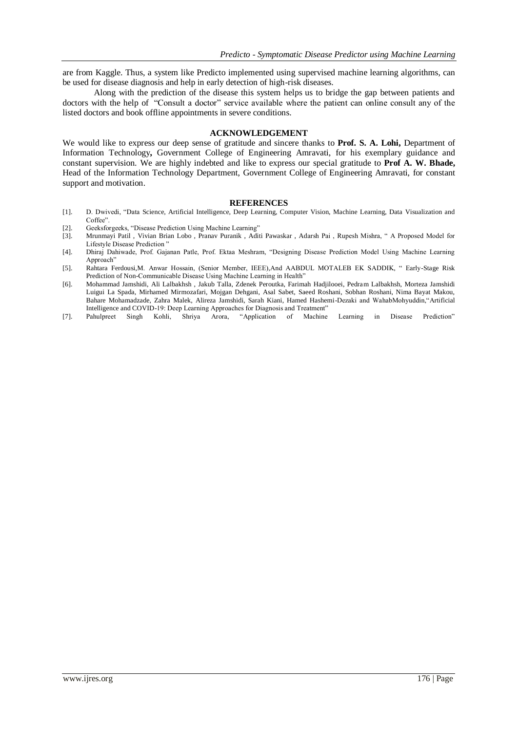are from Kaggle. Thus, a system like Predicto implemented using supervised machine learning algorithms, can be used for disease diagnosis and help in early detection of high-risk diseases.

Along with the prediction of the disease this system helps us to bridge the gap between patients and doctors with the help of "Consult a doctor" service available where the patient can online consult any of the listed doctors and book offline appointments in severe conditions.

## ACKNOWLEDGEMENT

We would like to express our deep sense of gratitude and sincere thanks to **Prof. S. A. Lohi,** Department of Information Technology**,** Government College of Engineering Amravati, for his exemplary guidance and constant supervision. We are highly indebted and like to express our special gratitude to **Prof A. W. Bhade,** Head of the Information Technology Department, Government College of Engineering Amravati, for constant support and motivation.

## REFERENCES

[1]. D. Dwivedi, "Data Science, Artificial Intelligence, Deep Learning, Computer Vision, Machine Learning, Data Visualization and Coffee".

[2]. Geeksforgeeks, "Disease Prediction Using Machine Learning"

[3]. Mrunmayi Patil , Vivian Brian Lobo , Pranav Puranik , Aditi Pawaskar , Adarsh Pai , Rupesh Mishra, " A Proposed Model for Lifestyle Disease Prediction "

[4]. Dhiraj Dahiwade, Prof. Gajanan Patle, Prof. Ektaa Meshram, "Designing Disease Prediction Model Using Machine Learning Approach"

[5]. Rahtara Ferdousi,M. Anwar Hossain, (Senior Member, IEEE),And AABDUL MOTALEB EK SADDIK, " Early-Stage Risk Prediction of Non-Communicable Disease Using Machine Learning in Health"

[6]. Mohammad Jamshidi, Ali Lalbakhsh , Jakub Talla, Zdenek Peroutka, Farimah Hadjilooei, Pedram Lalbakhsh, Morteza Jamshidi Luigui La Spada, Mirhamed Mirmozafari, Mojgan Dehgani, Asal Sabet, Saeed Roshani, Sobhan Roshani, Nima Bayat Makou, Bahare Mohamadzade, Zahra Malek, Alireza Jamshidi, Sarah Kiani, Hamed Hashemi-Dezaki and WahabMohyuddin,"Artificial Intelligence and COVID-19: Deep Learning Approaches for Diagnosis and Treatment"

[7]. Pahulpreet Singh Kohli, Shriya Arora, "Application of Machine Learning in Disease Prediction"